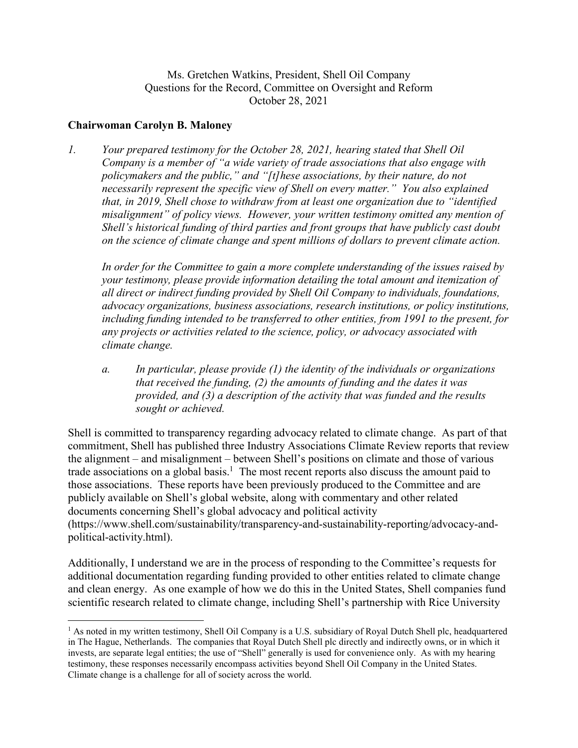Ms. Gretchen Watkins, President, Shell Oil Company
Questions for the Record, Committee on Oversight and Reform
October 28, 2021

**Chairwoman Carolyn B. Maloney**

1. *Your prepared testimony for the October 28, 2021, hearing stated that Shell Oil Company is a member of "a wide variety of trade associations that also engage with policymakers and the public," and "[t]hese associations, by their nature, do not necessarily represent the specific view of Shell on every matter." You also explained that, in 2019, Shell chose to withdraw from at least one organization due to "identified misalignment" of policy views. However, your written testimony omitted any mention of Shell's historical funding of third parties and front groups that have publicly cast doubt on the science of climate change and spent millions of dollars to prevent climate action.*

   *In order for the Committee to gain a more complete understanding of the issues raised by your testimony, please provide information detailing the total amount and itemization of all direct or indirect funding provided by Shell Oil Company to individuals, foundations, advocacy organizations, business associations, research institutions, or policy institutions, including funding intended to be transferred to other entities, from 1991 to the present, for any projects or activities related to the science, policy, or advocacy associated with climate change.*

   a. *In particular, please provide (1) the identity of the individuals or organizations that received the funding, (2) the amounts of funding and the dates it was provided, and (3) a description of the activity that was funded and the results sought or achieved.*

Shell is committed to transparency regarding advocacy related to climate change. As part of that commitment, Shell has published three Industry Associations Climate Review reports that review the alignment – and misalignment – between Shell's positions on climate and those of various trade associations on a global basis.[1] The most recent reports also discuss the amount paid to those associations. These reports have been previously produced to the Committee and are publicly available on Shell's global website, along with commentary and other related documents concerning Shell's global advocacy and political activity (https://www.shell.com/sustainability/transparency-and-sustainability-reporting/advocacy-and-political-activity.html).

Additionally, I understand we are in the process of responding to the Committee's requests for additional documentation regarding funding provided to other entities related to climate change and clean energy. As one example of how we do this in the United States, Shell companies fund scientific research related to climate change, including Shell's partnership with Rice University

---

[1] As noted in my written testimony, Shell Oil Company is a U.S. subsidiary of Royal Dutch Shell plc, headquartered in The Hague, Netherlands. The companies that Royal Dutch Shell plc directly and indirectly owns, or in which it invests, are separate legal entities; the use of "Shell" generally is used for convenience only. As with my hearing testimony, these responses necessarily encompass activities beyond Shell Oil Company in the United States. Climate change is a challenge for all of society across the world.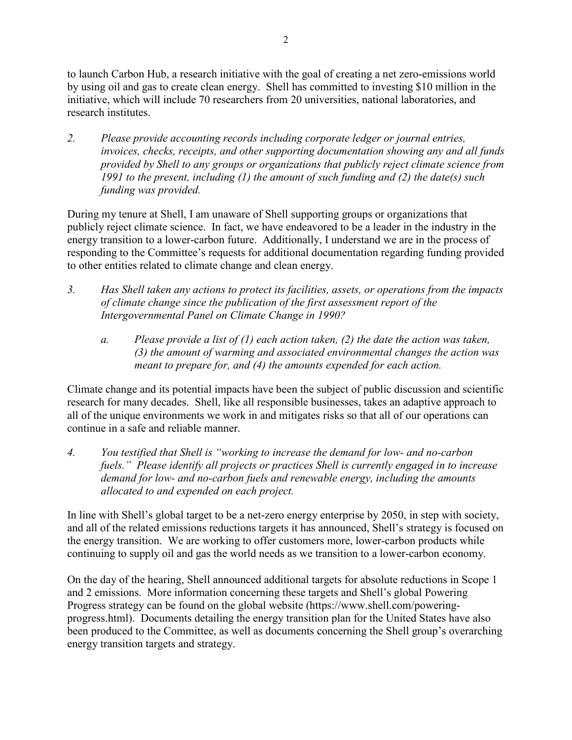to launch Carbon Hub, a research initiative with the goal of creating a net zero-emissions world by using oil and gas to create clean energy. Shell has committed to investing $10 million in the initiative, which will include 70 researchers from 20 universities, national laboratories, and research institutes.

2. *Please provide accounting records including corporate ledger or journal entries, invoices, checks, receipts, and other supporting documentation showing any and all funds provided by Shell to any groups or organizations that publicly reject climate science from 1991 to the present, including (1) the amount of such funding and (2) the date(s) such funding was provided.*

During my tenure at Shell, I am unaware of Shell supporting groups or organizations that publicly reject climate science. In fact, we have endeavored to be a leader in the industry in the energy transition to a lower-carbon future. Additionally, I understand we are in the process of responding to the Committee's requests for additional documentation regarding funding provided to other entities related to climate change and clean energy.

3. *Has Shell taken any actions to protect its facilities, assets, or operations from the impacts of climate change since the publication of the first assessment report of the Intergovernmental Panel on Climate Change in 1990?*

   a. *Please provide a list of (1) each action taken, (2) the date the action was taken, (3) the amount of warming and associated environmental changes the action was meant to prepare for, and (4) the amounts expended for each action.*

Climate change and its potential impacts have been the subject of public discussion and scientific research for many decades. Shell, like all responsible businesses, takes an adaptive approach to all of the unique environments we work in and mitigates risks so that all of our operations can continue in a safe and reliable manner.

4. *You testified that Shell is "working to increase the demand for low- and no-carbon fuels." Please identify all projects or practices Shell is currently engaged in to increase demand for low- and no-carbon fuels and renewable energy, including the amounts allocated to and expended on each project.*

In line with Shell's global target to be a net-zero energy enterprise by 2050, in step with society, and all of the related emissions reductions targets it has announced, Shell's strategy is focused on the energy transition. We are working to offer customers more, lower-carbon products while continuing to supply oil and gas the world needs as we transition to a lower-carbon economy.

On the day of the hearing, Shell announced additional targets for absolute reductions in Scope 1 and 2 emissions. More information concerning these targets and Shell's global Powering Progress strategy can be found on the global website (https://www.shell.com/powering-progress.html). Documents detailing the energy transition plan for the United States have also been produced to the Committee, as well as documents concerning the Shell group's overarching energy transition targets and strategy.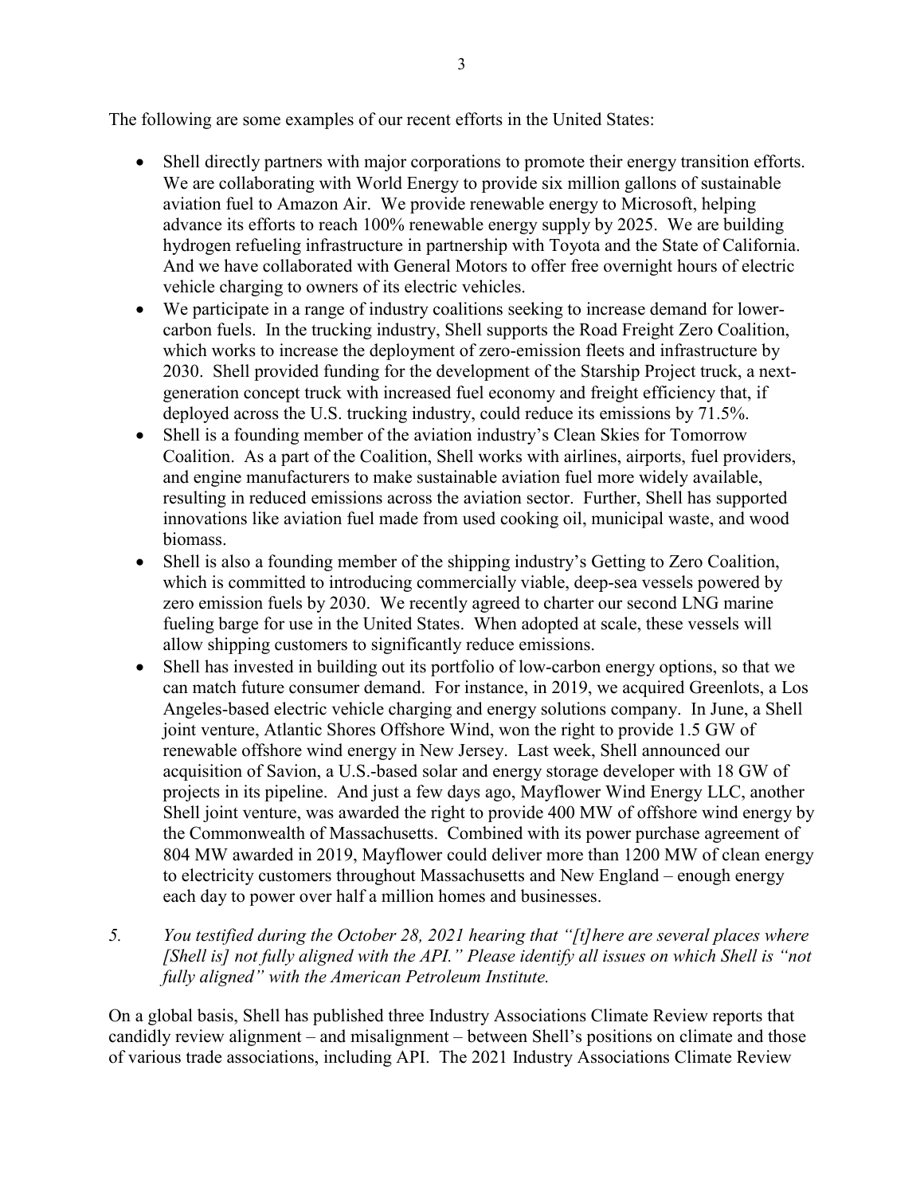The following are some examples of our recent efforts in the United States:

- Shell directly partners with major corporations to promote their energy transition efforts. We are collaborating with World Energy to provide six million gallons of sustainable aviation fuel to Amazon Air. We provide renewable energy to Microsoft, helping advance its efforts to reach 100% renewable energy supply by 2025. We are building hydrogen refueling infrastructure in partnership with Toyota and the State of California. And we have collaborated with General Motors to offer free overnight hours of electric vehicle charging to owners of its electric vehicles.
- We participate in a range of industry coalitions seeking to increase demand for lower-carbon fuels. In the trucking industry, Shell supports the Road Freight Zero Coalition, which works to increase the deployment of zero-emission fleets and infrastructure by 2030. Shell provided funding for the development of the Starship Project truck, a next-generation concept truck with increased fuel economy and freight efficiency that, if deployed across the U.S. trucking industry, could reduce its emissions by 71.5%.
- Shell is a founding member of the aviation industry's Clean Skies for Tomorrow Coalition. As a part of the Coalition, Shell works with airlines, airports, fuel providers, and engine manufacturers to make sustainable aviation fuel more widely available, resulting in reduced emissions across the aviation sector. Further, Shell has supported innovations like aviation fuel made from used cooking oil, municipal waste, and wood biomass.
- Shell is also a founding member of the shipping industry's Getting to Zero Coalition, which is committed to introducing commercially viable, deep-sea vessels powered by zero emission fuels by 2030. We recently agreed to charter our second LNG marine fueling barge for use in the United States. When adopted at scale, these vessels will allow shipping customers to significantly reduce emissions.
- Shell has invested in building out its portfolio of low-carbon energy options, so that we can match future consumer demand. For instance, in 2019, we acquired Greenlots, a Los Angeles-based electric vehicle charging and energy solutions company. In June, a Shell joint venture, Atlantic Shores Offshore Wind, won the right to provide 1.5 GW of renewable offshore wind energy in New Jersey. Last week, Shell announced our acquisition of Savion, a U.S.-based solar and energy storage developer with 18 GW of projects in its pipeline. And just a few days ago, Mayflower Wind Energy LLC, another Shell joint venture, was awarded the right to provide 400 MW of offshore wind energy by the Commonwealth of Massachusetts. Combined with its power purchase agreement of 804 MW awarded in 2019, Mayflower could deliver more than 1200 MW of clean energy to electricity customers throughout Massachusetts and New England – enough energy each day to power over half a million homes and businesses.

*5. You testified during the October 28, 2021 hearing that "[t]here are several places where [Shell is] not fully aligned with the API." Please identify all issues on which Shell is "not fully aligned" with the American Petroleum Institute.*

On a global basis, Shell has published three Industry Associations Climate Review reports that candidly review alignment – and misalignment – between Shell's positions on climate and those of various trade associations, including API. The 2021 Industry Associations Climate Review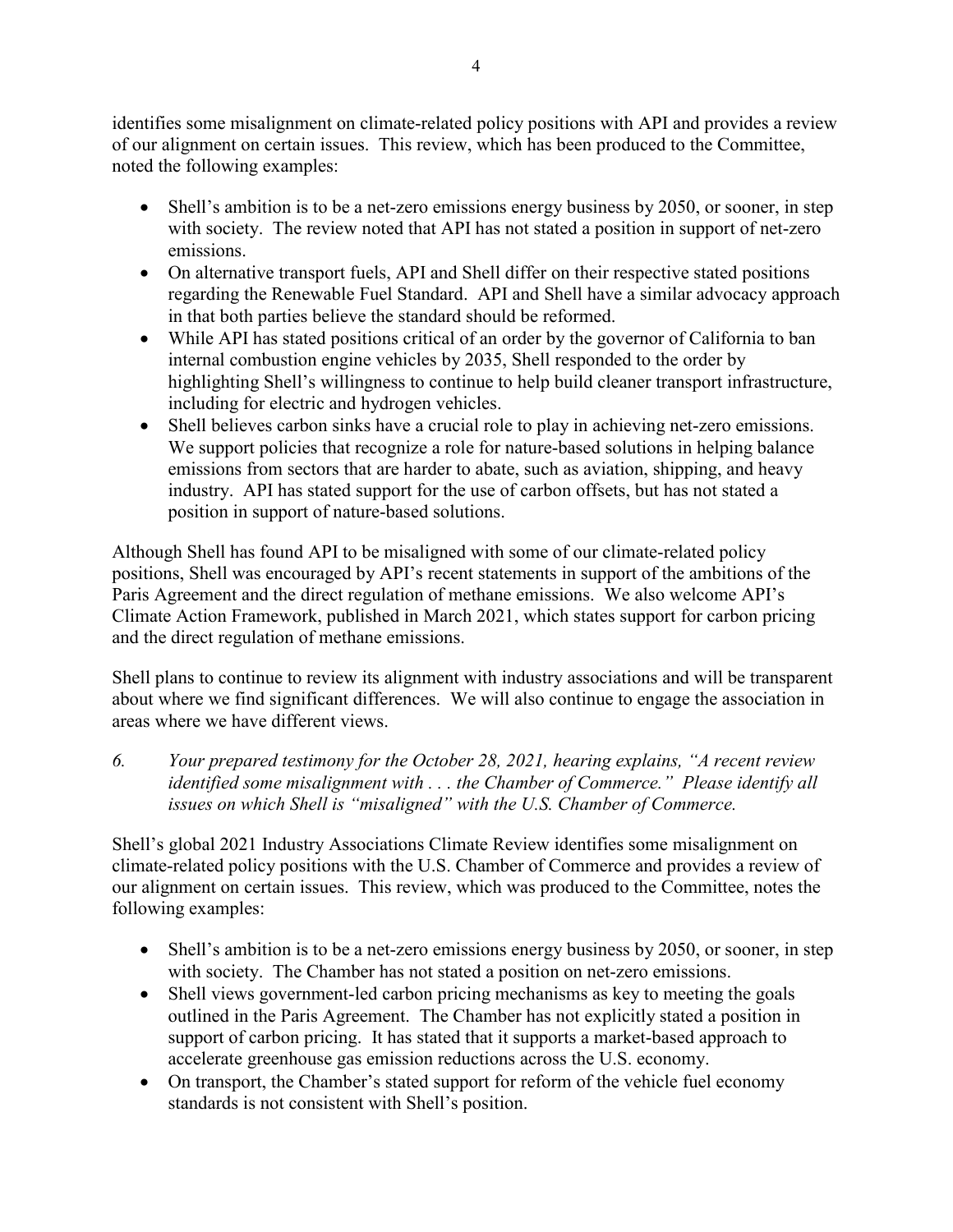identifies some misalignment on climate-related policy positions with API and provides a review of our alignment on certain issues. This review, which has been produced to the Committee, noted the following examples:

- Shell's ambition is to be a net-zero emissions energy business by 2050, or sooner, in step with society. The review noted that API has not stated a position in support of net-zero emissions.
- On alternative transport fuels, API and Shell differ on their respective stated positions regarding the Renewable Fuel Standard. API and Shell have a similar advocacy approach in that both parties believe the standard should be reformed.
- While API has stated positions critical of an order by the governor of California to ban internal combustion engine vehicles by 2035, Shell responded to the order by highlighting Shell's willingness to continue to help build cleaner transport infrastructure, including for electric and hydrogen vehicles.
- Shell believes carbon sinks have a crucial role to play in achieving net-zero emissions. We support policies that recognize a role for nature-based solutions in helping balance emissions from sectors that are harder to abate, such as aviation, shipping, and heavy industry. API has stated support for the use of carbon offsets, but has not stated a position in support of nature-based solutions.

Although Shell has found API to be misaligned with some of our climate-related policy positions, Shell was encouraged by API's recent statements in support of the ambitions of the Paris Agreement and the direct regulation of methane emissions. We also welcome API's Climate Action Framework, published in March 2021, which states support for carbon pricing and the direct regulation of methane emissions.

Shell plans to continue to review its alignment with industry associations and will be transparent about where we find significant differences. We will also continue to engage the association in areas where we have different views.

*6. Your prepared testimony for the October 28, 2021, hearing explains, "A recent review identified some misalignment with . . . the Chamber of Commerce." Please identify all issues on which Shell is "misaligned" with the U.S. Chamber of Commerce.*

Shell's global 2021 Industry Associations Climate Review identifies some misalignment on climate-related policy positions with the U.S. Chamber of Commerce and provides a review of our alignment on certain issues. This review, which was produced to the Committee, notes the following examples:

- Shell's ambition is to be a net-zero emissions energy business by 2050, or sooner, in step with society. The Chamber has not stated a position on net-zero emissions.
- Shell views government-led carbon pricing mechanisms as key to meeting the goals outlined in the Paris Agreement. The Chamber has not explicitly stated a position in support of carbon pricing. It has stated that it supports a market-based approach to accelerate greenhouse gas emission reductions across the U.S. economy.
- On transport, the Chamber's stated support for reform of the vehicle fuel economy standards is not consistent with Shell's position.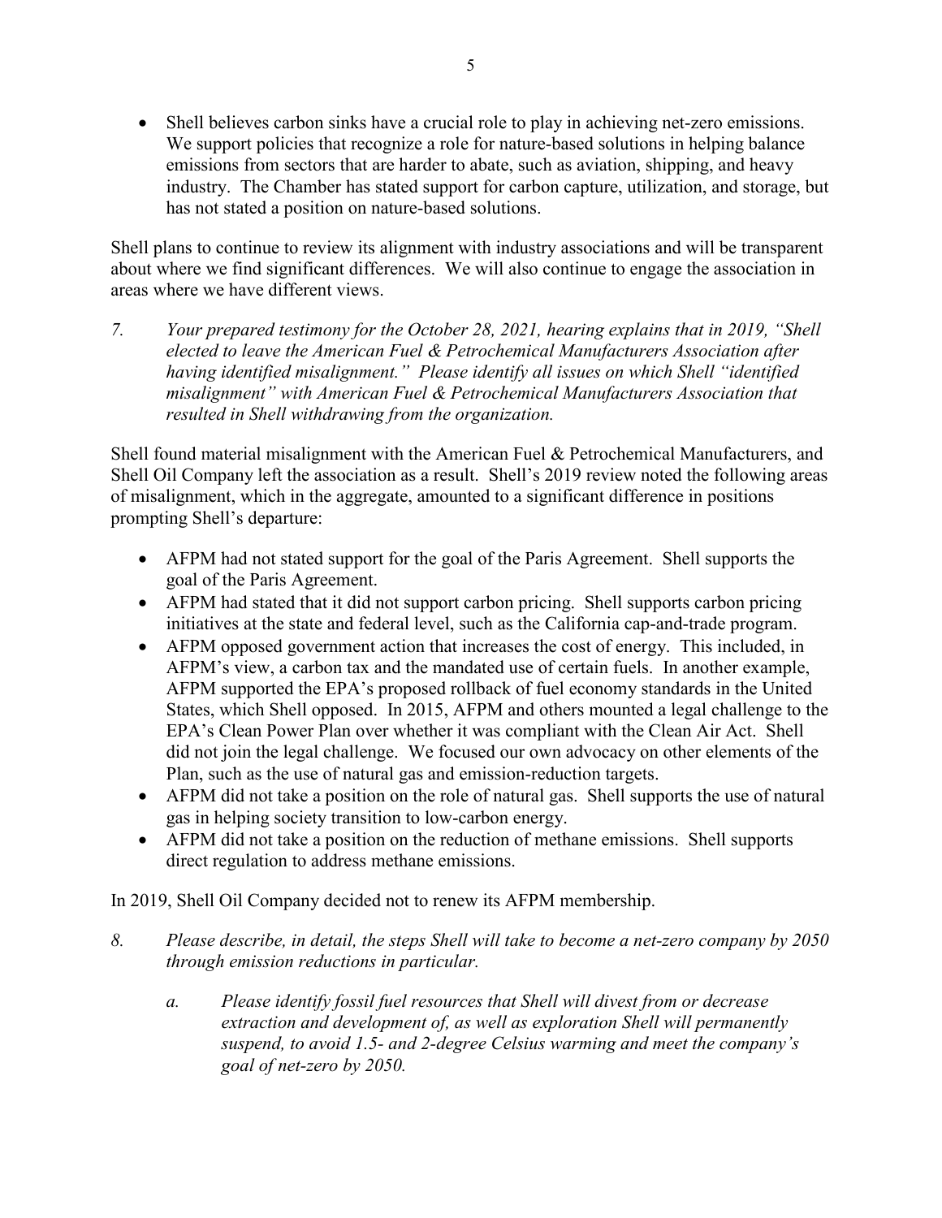- Shell believes carbon sinks have a crucial role to play in achieving net-zero emissions. We support policies that recognize a role for nature-based solutions in helping balance emissions from sectors that are harder to abate, such as aviation, shipping, and heavy industry. The Chamber has stated support for carbon capture, utilization, and storage, but has not stated a position on nature-based solutions.

Shell plans to continue to review its alignment with industry associations and will be transparent about where we find significant differences. We will also continue to engage the association in areas where we have different views.

*7. Your prepared testimony for the October 28, 2021, hearing explains that in 2019, "Shell elected to leave the American Fuel & Petrochemical Manufacturers Association after having identified misalignment." Please identify all issues on which Shell "identified misalignment" with American Fuel & Petrochemical Manufacturers Association that resulted in Shell withdrawing from the organization.*

Shell found material misalignment with the American Fuel & Petrochemical Manufacturers, and Shell Oil Company left the association as a result. Shell's 2019 review noted the following areas of misalignment, which in the aggregate, amounted to a significant difference in positions prompting Shell's departure:

- AFPM had not stated support for the goal of the Paris Agreement. Shell supports the goal of the Paris Agreement.
- AFPM had stated that it did not support carbon pricing. Shell supports carbon pricing initiatives at the state and federal level, such as the California cap-and-trade program.
- AFPM opposed government action that increases the cost of energy. This included, in AFPM's view, a carbon tax and the mandated use of certain fuels. In another example, AFPM supported the EPA's proposed rollback of fuel economy standards in the United States, which Shell opposed. In 2015, AFPM and others mounted a legal challenge to the EPA's Clean Power Plan over whether it was compliant with the Clean Air Act. Shell did not join the legal challenge. We focused our own advocacy on other elements of the Plan, such as the use of natural gas and emission-reduction targets.
- AFPM did not take a position on the role of natural gas. Shell supports the use of natural gas in helping society transition to low-carbon energy.
- AFPM did not take a position on the reduction of methane emissions. Shell supports direct regulation to address methane emissions.

In 2019, Shell Oil Company decided not to renew its AFPM membership.

*8. Please describe, in detail, the steps Shell will take to become a net-zero company by 2050 through emission reductions in particular.*

*a. Please identify fossil fuel resources that Shell will divest from or decrease extraction and development of, as well as exploration Shell will permanently suspend, to avoid 1.5- and 2-degree Celsius warming and meet the company's goal of net-zero by 2050.*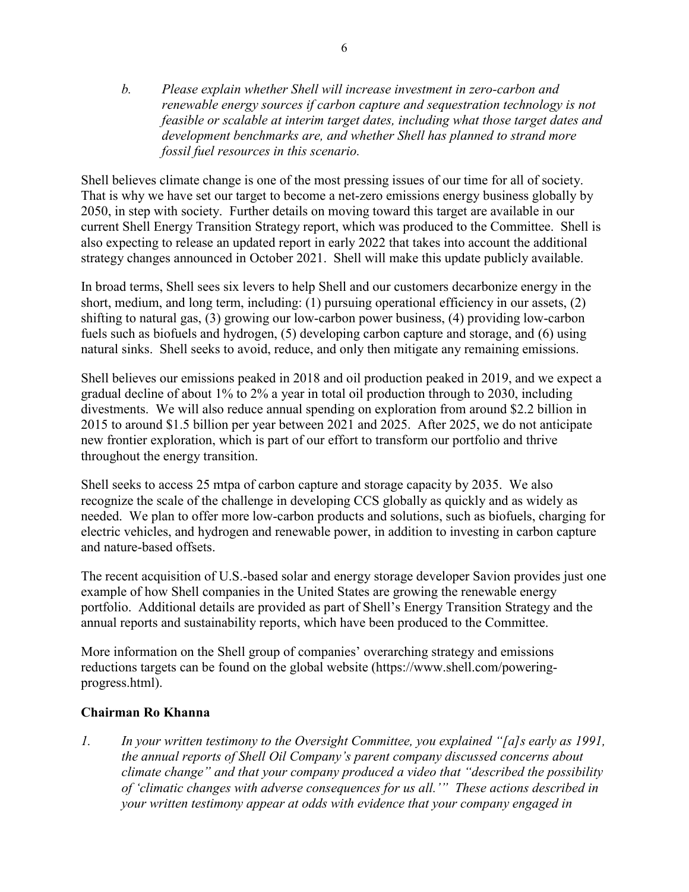*b. Please explain whether Shell will increase investment in zero-carbon and renewable energy sources if carbon capture and sequestration technology is not feasible or scalable at interim target dates, including what those target dates and development benchmarks are, and whether Shell has planned to strand more fossil fuel resources in this scenario.*

Shell believes climate change is one of the most pressing issues of our time for all of society. That is why we have set our target to become a net-zero emissions energy business globally by 2050, in step with society. Further details on moving toward this target are available in our current Shell Energy Transition Strategy report, which was produced to the Committee. Shell is also expecting to release an updated report in early 2022 that takes into account the additional strategy changes announced in October 2021. Shell will make this update publicly available.

In broad terms, Shell sees six levers to help Shell and our customers decarbonize energy in the short, medium, and long term, including: (1) pursuing operational efficiency in our assets, (2) shifting to natural gas, (3) growing our low-carbon power business, (4) providing low-carbon fuels such as biofuels and hydrogen, (5) developing carbon capture and storage, and (6) using natural sinks. Shell seeks to avoid, reduce, and only then mitigate any remaining emissions.

Shell believes our emissions peaked in 2018 and oil production peaked in 2019, and we expect a gradual decline of about 1% to 2% a year in total oil production through to 2030, including divestments. We will also reduce annual spending on exploration from around \$2.2 billion in 2015 to around \$1.5 billion per year between 2021 and 2025. After 2025, we do not anticipate new frontier exploration, which is part of our effort to transform our portfolio and thrive throughout the energy transition.

Shell seeks to access 25 mtpa of carbon capture and storage capacity by 2035. We also recognize the scale of the challenge in developing CCS globally as quickly and as widely as needed. We plan to offer more low-carbon products and solutions, such as biofuels, charging for electric vehicles, and hydrogen and renewable power, in addition to investing in carbon capture and nature-based offsets.

The recent acquisition of U.S.-based solar and energy storage developer Savion provides just one example of how Shell companies in the United States are growing the renewable energy portfolio. Additional details are provided as part of Shell's Energy Transition Strategy and the annual reports and sustainability reports, which have been produced to the Committee.

More information on the Shell group of companies' overarching strategy and emissions reductions targets can be found on the global website (https://www.shell.com/powering-progress.html).

**Chairman Ro Khanna**

1. *In your written testimony to the Oversight Committee, you explained "[a]s early as 1991, the annual reports of Shell Oil Company's parent company discussed concerns about climate change" and that your company produced a video that "described the possibility of 'climatic changes with adverse consequences for us all.'" These actions described in your written testimony appear at odds with evidence that your company engaged in*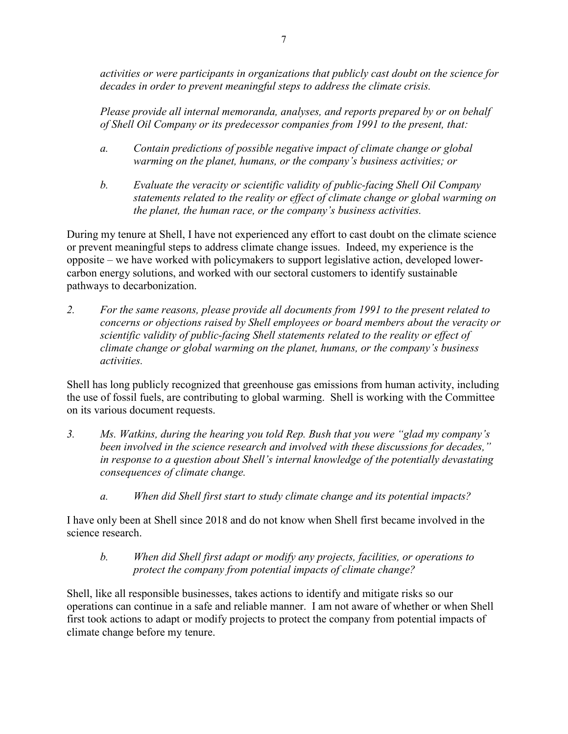*activities or were participants in organizations that publicly cast doubt on the science for decades in order to prevent meaningful steps to address the climate crisis.*

*Please provide all internal memoranda, analyses, and reports prepared by or on behalf of Shell Oil Company or its predecessor companies from 1991 to the present, that:*

*a. Contain predictions of possible negative impact of climate change or global warming on the planet, humans, or the company's business activities; or*

*b. Evaluate the veracity or scientific validity of public-facing Shell Oil Company statements related to the reality or effect of climate change or global warming on the planet, the human race, or the company's business activities.*

During my tenure at Shell, I have not experienced any effort to cast doubt on the climate science or prevent meaningful steps to address climate change issues. Indeed, my experience is the opposite – we have worked with policymakers to support legislative action, developed lower-carbon energy solutions, and worked with our sectoral customers to identify sustainable pathways to decarbonization.

*2. For the same reasons, please provide all documents from 1991 to the present related to concerns or objections raised by Shell employees or board members about the veracity or scientific validity of public-facing Shell statements related to the reality or effect of climate change or global warming on the planet, humans, or the company's business activities.*

Shell has long publicly recognized that greenhouse gas emissions from human activity, including the use of fossil fuels, are contributing to global warming. Shell is working with the Committee on its various document requests.

*3. Ms. Watkins, during the hearing you told Rep. Bush that you were "glad my company's been involved in the science research and involved with these discussions for decades," in response to a question about Shell's internal knowledge of the potentially devastating consequences of climate change.*

*a. When did Shell first start to study climate change and its potential impacts?*

I have only been at Shell since 2018 and do not know when Shell first became involved in the science research.

*b. When did Shell first adapt or modify any projects, facilities, or operations to protect the company from potential impacts of climate change?*

Shell, like all responsible businesses, takes actions to identify and mitigate risks so our operations can continue in a safe and reliable manner. I am not aware of whether or when Shell first took actions to adapt or modify projects to protect the company from potential impacts of climate change before my tenure.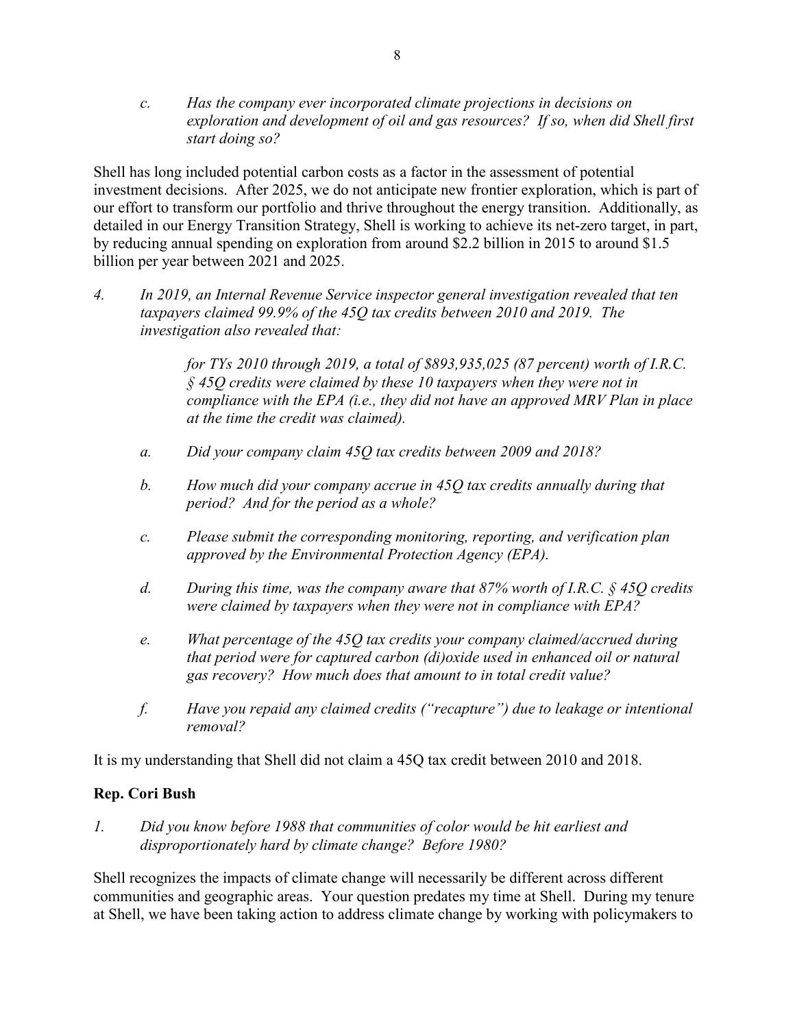*c. Has the company ever incorporated climate projections in decisions on exploration and development of oil and gas resources? If so, when did Shell first start doing so?*

Shell has long included potential carbon costs as a factor in the assessment of potential investment decisions. After 2025, we do not anticipate new frontier exploration, which is part of our effort to transform our portfolio and thrive throughout the energy transition. Additionally, as detailed in our Energy Transition Strategy, Shell is working to achieve its net-zero target, in part, by reducing annual spending on exploration from around $2.2 billion in 2015 to around $1.5 billion per year between 2021 and 2025.

*4. In 2019, an Internal Revenue Service inspector general investigation revealed that ten taxpayers claimed 99.9% of the 45Q tax credits between 2010 and 2019. The investigation also revealed that:*

> *for TYs 2010 through 2019, a total of $893,935,025 (87 percent) worth of I.R.C. § 45Q credits were claimed by these 10 taxpayers when they were not in compliance with the EPA (i.e., they did not have an approved MRV Plan in place at the time the credit was claimed).*

*a. Did your company claim 45Q tax credits between 2009 and 2018?*

*b. How much did your company accrue in 45Q tax credits annually during that period? And for the period as a whole?*

*c. Please submit the corresponding monitoring, reporting, and verification plan approved by the Environmental Protection Agency (EPA).*

*d. During this time, was the company aware that 87% worth of I.R.C. § 45Q credits were claimed by taxpayers when they were not in compliance with EPA?*

*e. What percentage of the 45Q tax credits your company claimed/accrued during that period were for captured carbon (di)oxide used in enhanced oil or natural gas recovery? How much does that amount to in total credit value?*

*f. Have you repaid any claimed credits ("recapture") due to leakage or intentional removal?*

It is my understanding that Shell did not claim a 45Q tax credit between 2010 and 2018.

**Rep. Cori Bush**

*1. Did you know before 1988 that communities of color would be hit earliest and disproportionately hard by climate change? Before 1980?*

Shell recognizes the impacts of climate change will necessarily be different across different communities and geographic areas. Your question predates my time at Shell. During my tenure at Shell, we have been taking action to address climate change by working with policymakers to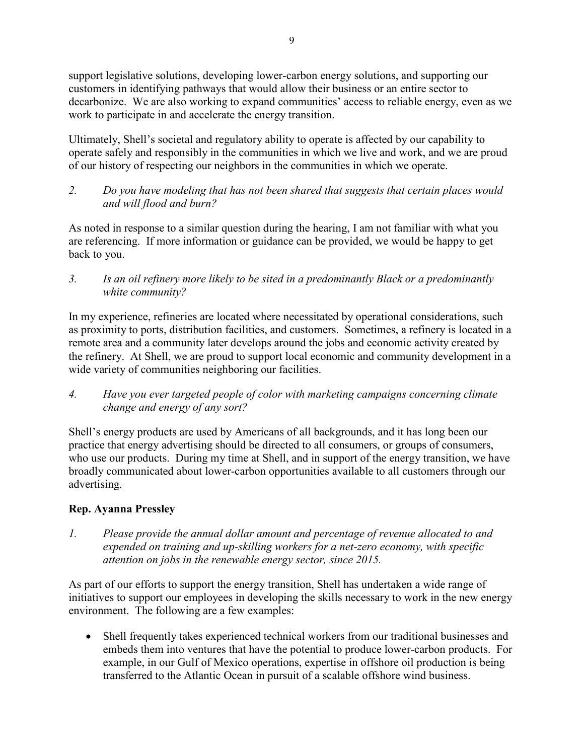support legislative solutions, developing lower-carbon energy solutions, and supporting our customers in identifying pathways that would allow their business or an entire sector to decarbonize. We are also working to expand communities' access to reliable energy, even as we work to participate in and accelerate the energy transition.

Ultimately, Shell's societal and regulatory ability to operate is affected by our capability to operate safely and responsibly in the communities in which we live and work, and we are proud of our history of respecting our neighbors in the communities in which we operate.

2. *Do you have modeling that has not been shared that suggests that certain places would and will flood and burn?*

As noted in response to a similar question during the hearing, I am not familiar with what you are referencing. If more information or guidance can be provided, we would be happy to get back to you.

3. *Is an oil refinery more likely to be sited in a predominantly Black or a predominantly white community?*

In my experience, refineries are located where necessitated by operational considerations, such as proximity to ports, distribution facilities, and customers. Sometimes, a refinery is located in a remote area and a community later develops around the jobs and economic activity created by the refinery. At Shell, we are proud to support local economic and community development in a wide variety of communities neighboring our facilities.

4. *Have you ever targeted people of color with marketing campaigns concerning climate change and energy of any sort?*

Shell's energy products are used by Americans of all backgrounds, and it has long been our practice that energy advertising should be directed to all consumers, or groups of consumers, who use our products. During my time at Shell, and in support of the energy transition, we have broadly communicated about lower-carbon opportunities available to all customers through our advertising.

**Rep. Ayanna Pressley**

1. *Please provide the annual dollar amount and percentage of revenue allocated to and expended on training and up-skilling workers for a net-zero economy, with specific attention on jobs in the renewable energy sector, since 2015.*

As part of our efforts to support the energy transition, Shell has undertaken a wide range of initiatives to support our employees in developing the skills necessary to work in the new energy environment. The following are a few examples:

- Shell frequently takes experienced technical workers from our traditional businesses and embeds them into ventures that have the potential to produce lower-carbon products. For example, in our Gulf of Mexico operations, expertise in offshore oil production is being transferred to the Atlantic Ocean in pursuit of a scalable offshore wind business.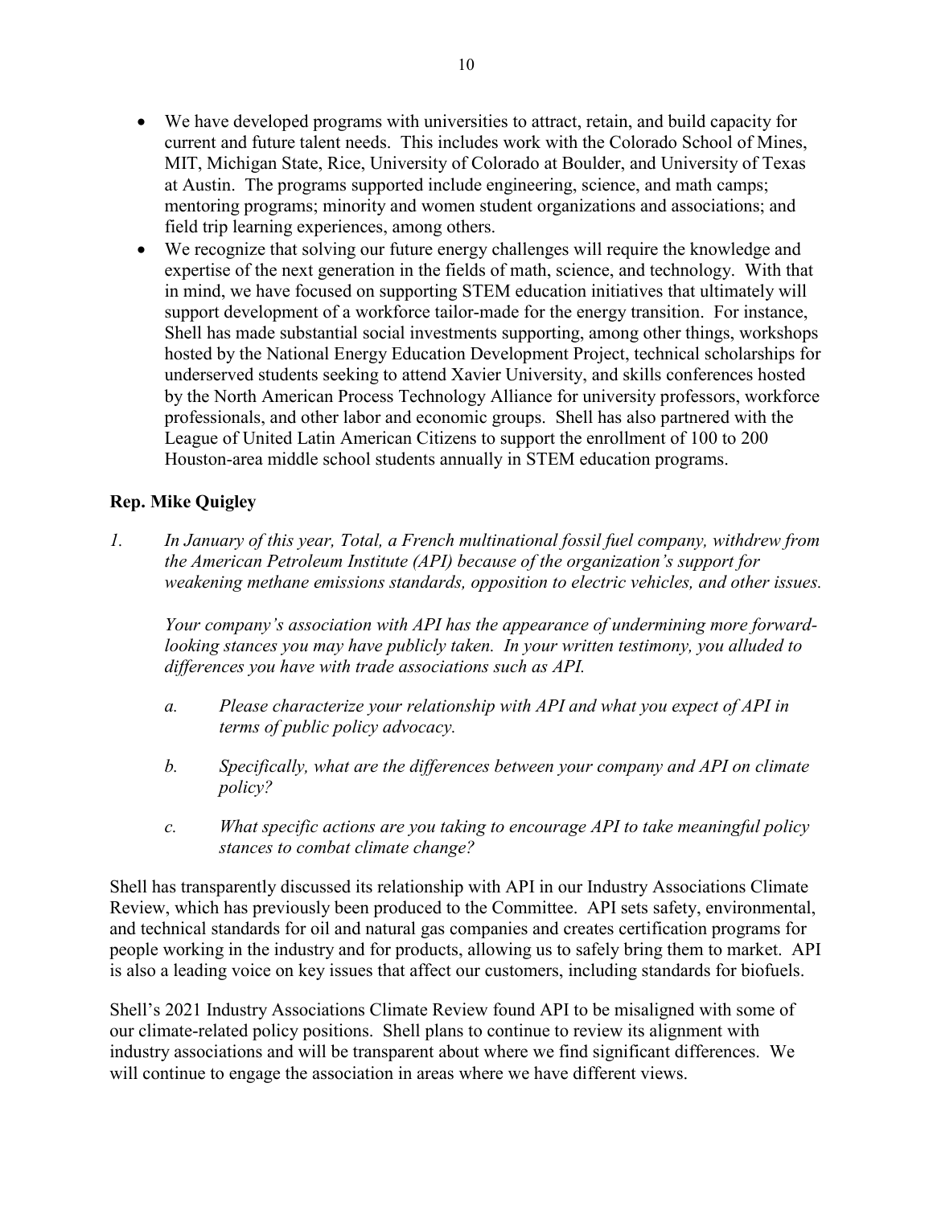- We have developed programs with universities to attract, retain, and build capacity for current and future talent needs. This includes work with the Colorado School of Mines, MIT, Michigan State, Rice, University of Colorado at Boulder, and University of Texas at Austin. The programs supported include engineering, science, and math camps; mentoring programs; minority and women student organizations and associations; and field trip learning experiences, among others.
- We recognize that solving our future energy challenges will require the knowledge and expertise of the next generation in the fields of math, science, and technology. With that in mind, we have focused on supporting STEM education initiatives that ultimately will support development of a workforce tailor-made for the energy transition. For instance, Shell has made substantial social investments supporting, among other things, workshops hosted by the National Energy Education Development Project, technical scholarships for underserved students seeking to attend Xavier University, and skills conferences hosted by the North American Process Technology Alliance for university professors, workforce professionals, and other labor and economic groups. Shell has also partnered with the League of United Latin American Citizens to support the enrollment of 100 to 200 Houston-area middle school students annually in STEM education programs.

**Rep. Mike Quigley**

1. *In January of this year, Total, a French multinational fossil fuel company, withdrew from the American Petroleum Institute (API) because of the organization's support for weakening methane emissions standards, opposition to electric vehicles, and other issues.*

   *Your company's association with API has the appearance of undermining more forward-looking stances you may have publicly taken. In your written testimony, you alluded to differences you have with trade associations such as API.*

   a. *Please characterize your relationship with API and what you expect of API in terms of public policy advocacy.*

   b. *Specifically, what are the differences between your company and API on climate policy?*

   c. *What specific actions are you taking to encourage API to take meaningful policy stances to combat climate change?*

Shell has transparently discussed its relationship with API in our Industry Associations Climate Review, which has previously been produced to the Committee. API sets safety, environmental, and technical standards for oil and natural gas companies and creates certification programs for people working in the industry and for products, allowing us to safely bring them to market. API is also a leading voice on key issues that affect our customers, including standards for biofuels.

Shell's 2021 Industry Associations Climate Review found API to be misaligned with some of our climate-related policy positions. Shell plans to continue to review its alignment with industry associations and will be transparent about where we find significant differences. We will continue to engage the association in areas where we have different views.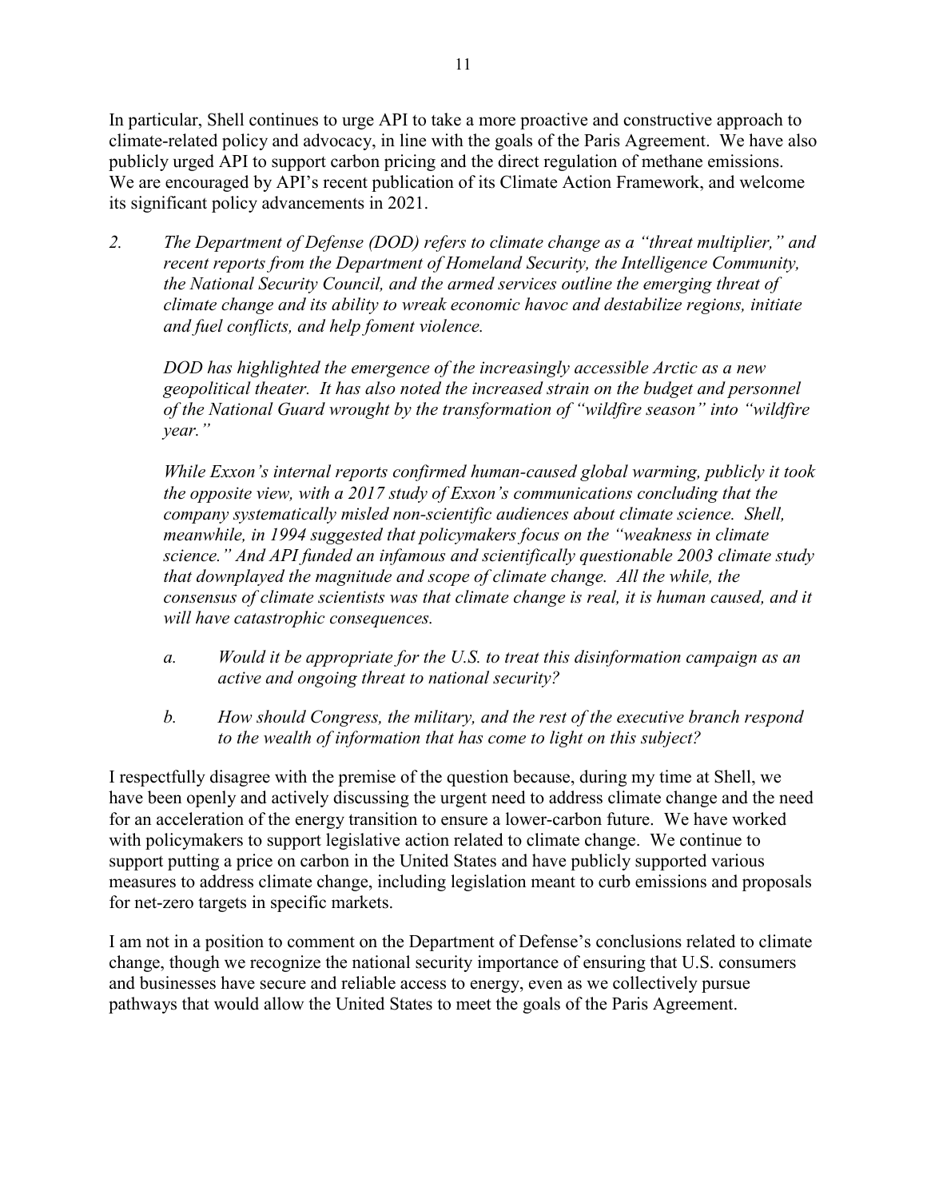In particular, Shell continues to urge API to take a more proactive and constructive approach to climate-related policy and advocacy, in line with the goals of the Paris Agreement. We have also publicly urged API to support carbon pricing and the direct regulation of methane emissions. We are encouraged by API's recent publication of its Climate Action Framework, and welcome its significant policy advancements in 2021.

2. *The Department of Defense (DOD) refers to climate change as a "threat multiplier," and recent reports from the Department of Homeland Security, the Intelligence Community, the National Security Council, and the armed services outline the emerging threat of climate change and its ability to wreak economic havoc and destabilize regions, initiate and fuel conflicts, and help foment violence.*

   *DOD has highlighted the emergence of the increasingly accessible Arctic as a new geopolitical theater. It has also noted the increased strain on the budget and personnel of the National Guard wrought by the transformation of "wildfire season" into "wildfire year."*

   *While Exxon's internal reports confirmed human-caused global warming, publicly it took the opposite view, with a 2017 study of Exxon's communications concluding that the company systematically misled non-scientific audiences about climate science. Shell, meanwhile, in 1994 suggested that policymakers focus on the "weakness in climate science." And API funded an infamous and scientifically questionable 2003 climate study that downplayed the magnitude and scope of climate change. All the while, the consensus of climate scientists was that climate change is real, it is human caused, and it will have catastrophic consequences.*

   a. *Would it be appropriate for the U.S. to treat this disinformation campaign as an active and ongoing threat to national security?*

   b. *How should Congress, the military, and the rest of the executive branch respond to the wealth of information that has come to light on this subject?*

I respectfully disagree with the premise of the question because, during my time at Shell, we have been openly and actively discussing the urgent need to address climate change and the need for an acceleration of the energy transition to ensure a lower-carbon future. We have worked with policymakers to support legislative action related to climate change. We continue to support putting a price on carbon in the United States and have publicly supported various measures to address climate change, including legislation meant to curb emissions and proposals for net-zero targets in specific markets.

I am not in a position to comment on the Department of Defense's conclusions related to climate change, though we recognize the national security importance of ensuring that U.S. consumers and businesses have secure and reliable access to energy, even as we collectively pursue pathways that would allow the United States to meet the goals of the Paris Agreement.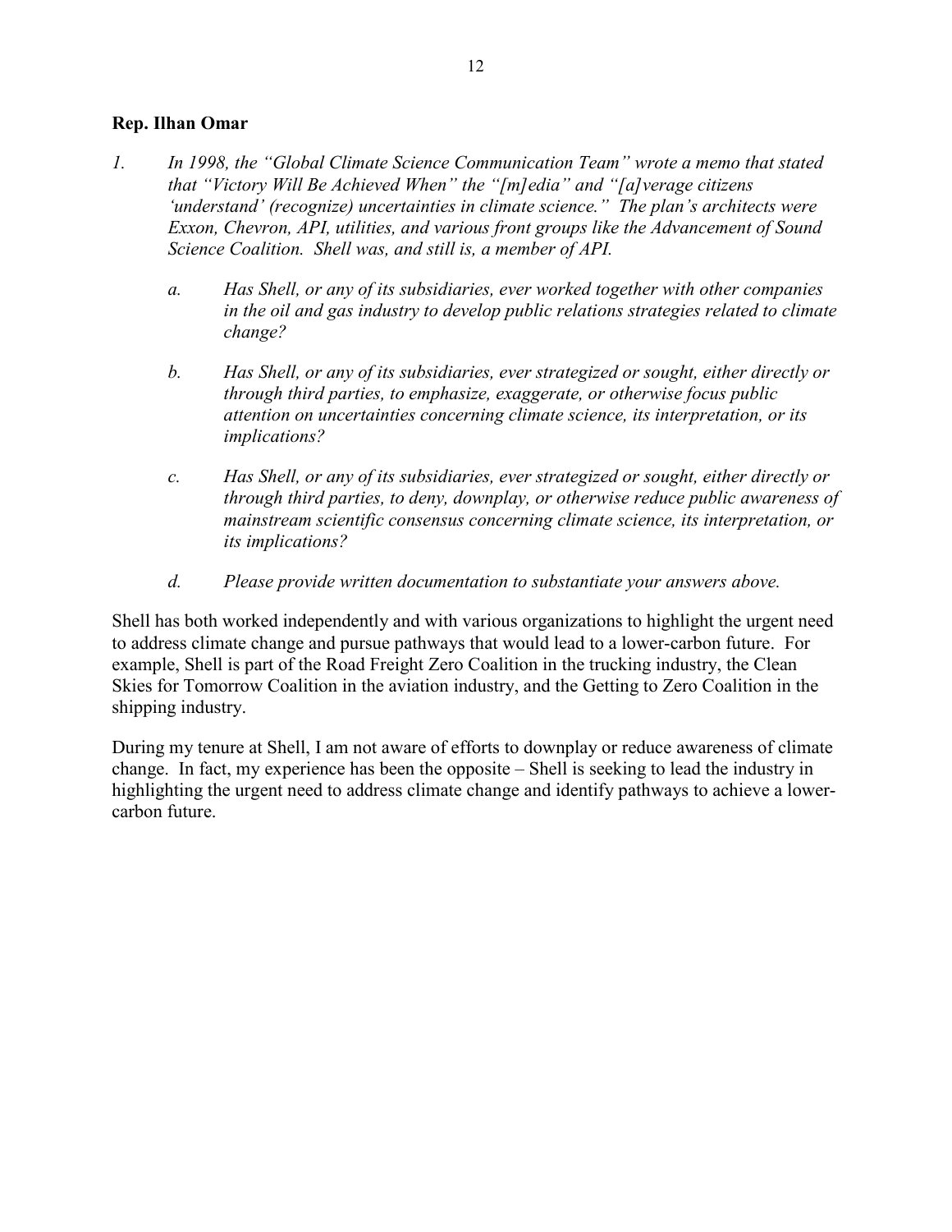**Rep. Ilhan Omar**

1. *In 1998, the "Global Climate Science Communication Team" wrote a memo that stated that "Victory Will Be Achieved When" the "[m]edia" and "[a]verage citizens 'understand' (recognize) uncertainties in climate science." The plan's architects were Exxon, Chevron, API, utilities, and various front groups like the Advancement of Sound Science Coalition. Shell was, and still is, a member of API.*

   a. *Has Shell, or any of its subsidiaries, ever worked together with other companies in the oil and gas industry to develop public relations strategies related to climate change?*

   b. *Has Shell, or any of its subsidiaries, ever strategized or sought, either directly or through third parties, to emphasize, exaggerate, or otherwise focus public attention on uncertainties concerning climate science, its interpretation, or its implications?*

   c. *Has Shell, or any of its subsidiaries, ever strategized or sought, either directly or through third parties, to deny, downplay, or otherwise reduce public awareness of mainstream scientific consensus concerning climate science, its interpretation, or its implications?*

   d. *Please provide written documentation to substantiate your answers above.*

Shell has both worked independently and with various organizations to highlight the urgent need to address climate change and pursue pathways that would lead to a lower-carbon future. For example, Shell is part of the Road Freight Zero Coalition in the trucking industry, the Clean Skies for Tomorrow Coalition in the aviation industry, and the Getting to Zero Coalition in the shipping industry.

During my tenure at Shell, I am not aware of efforts to downplay or reduce awareness of climate change. In fact, my experience has been the opposite – Shell is seeking to lead the industry in highlighting the urgent need to address climate change and identify pathways to achieve a lower-carbon future.